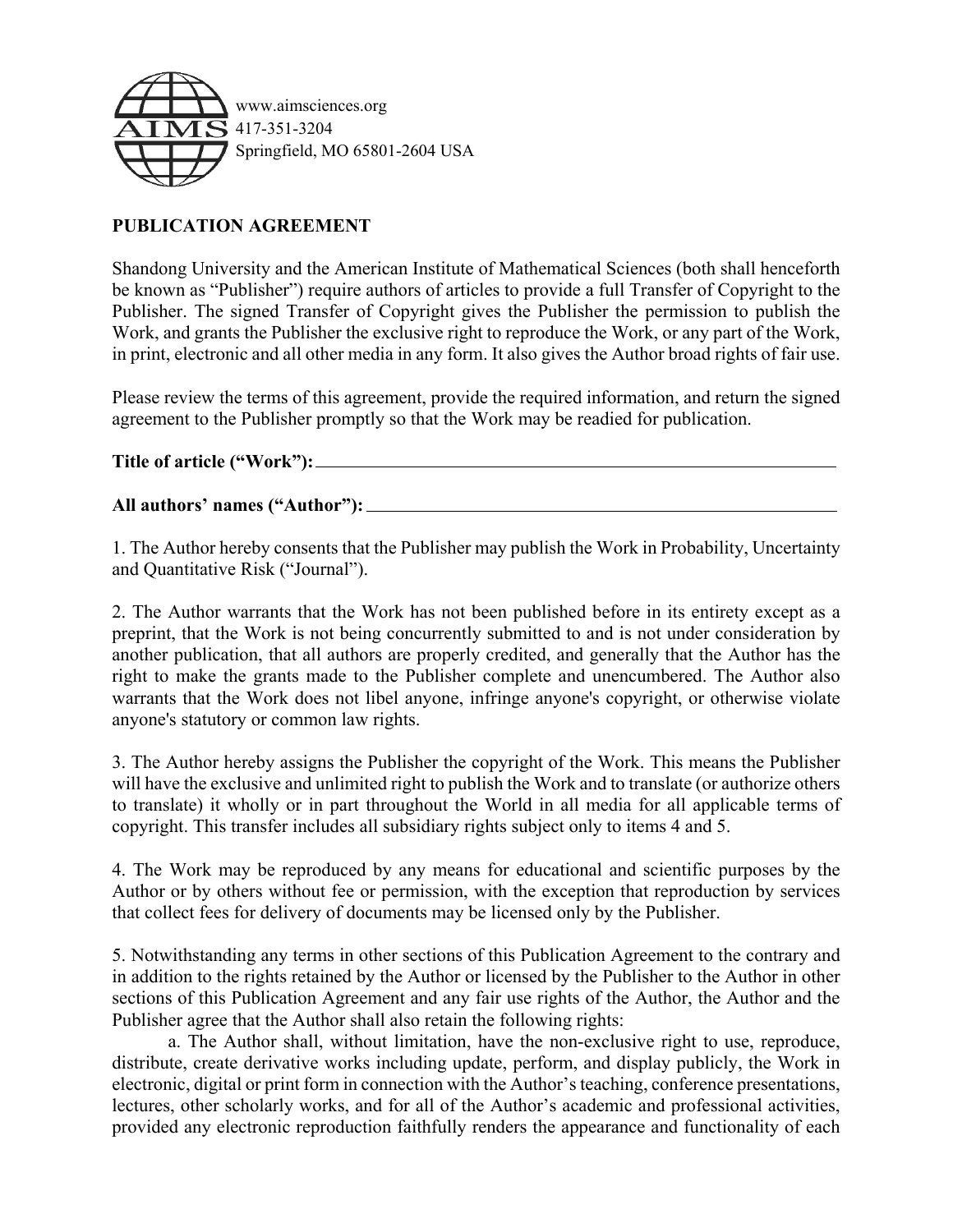AIMS

www.aimsciences.org
417-351-3204
Springfield, MO 65801-2604 USA

## PUBLICATION AGREEMENT

Shandong University and the American Institute of Mathematical Sciences (both shall henceforth be known as "Publisher") require authors of articles to provide a full Transfer of Copyright to the Publisher. The signed Transfer of Copyright gives the Publisher the permission to publish the Work, and grants the Publisher the exclusive right to reproduce the Work, or any part of the Work, in print, electronic and all other media in any form. It also gives the Author broad rights of fair use.

Please review the terms of this agreement, provide the required information, and return the signed agreement to the Publisher promptly so that the Work may be readied for publication.

**Title of article ("Work"):** ______________________________________________

**All authors' names ("Author"):** ______________________________________________

1. The Author hereby consents that the Publisher may publish the Work in Probability, Uncertainty and Quantitative Risk ("Journal").

2. The Author warrants that the Work has not been published before in its entirety except as a preprint, that the Work is not being concurrently submitted to and is not under consideration by another publication, that all authors are properly credited, and generally that the Author has the right to make the grants made to the Publisher complete and unencumbered. The Author also warrants that the Work does not libel anyone, infringe anyone's copyright, or otherwise violate anyone's statutory or common law rights.

3. The Author hereby assigns the Publisher the copyright of the Work. This means the Publisher will have the exclusive and unlimited right to publish the Work and to translate (or authorize others to translate) it wholly or in part throughout the World in all media for all applicable terms of copyright. This transfer includes all subsidiary rights subject only to items 4 and 5.

4. The Work may be reproduced by any means for educational and scientific purposes by the Author or by others without fee or permission, with the exception that reproduction by services that collect fees for delivery of documents may be licensed only by the Publisher.

5. Notwithstanding any terms in other sections of this Publication Agreement to the contrary and in addition to the rights retained by the Author or licensed by the Publisher to the Author in other sections of this Publication Agreement and any fair use rights of the Author, the Author and the Publisher agree that the Author shall also retain the following rights:

a. The Author shall, without limitation, have the non-exclusive right to use, reproduce, distribute, create derivative works including update, perform, and display publicly, the Work in electronic, digital or print form in connection with the Author's teaching, conference presentations, lectures, other scholarly works, and for all of the Author's academic and professional activities, provided any electronic reproduction faithfully renders the appearance and functionality of each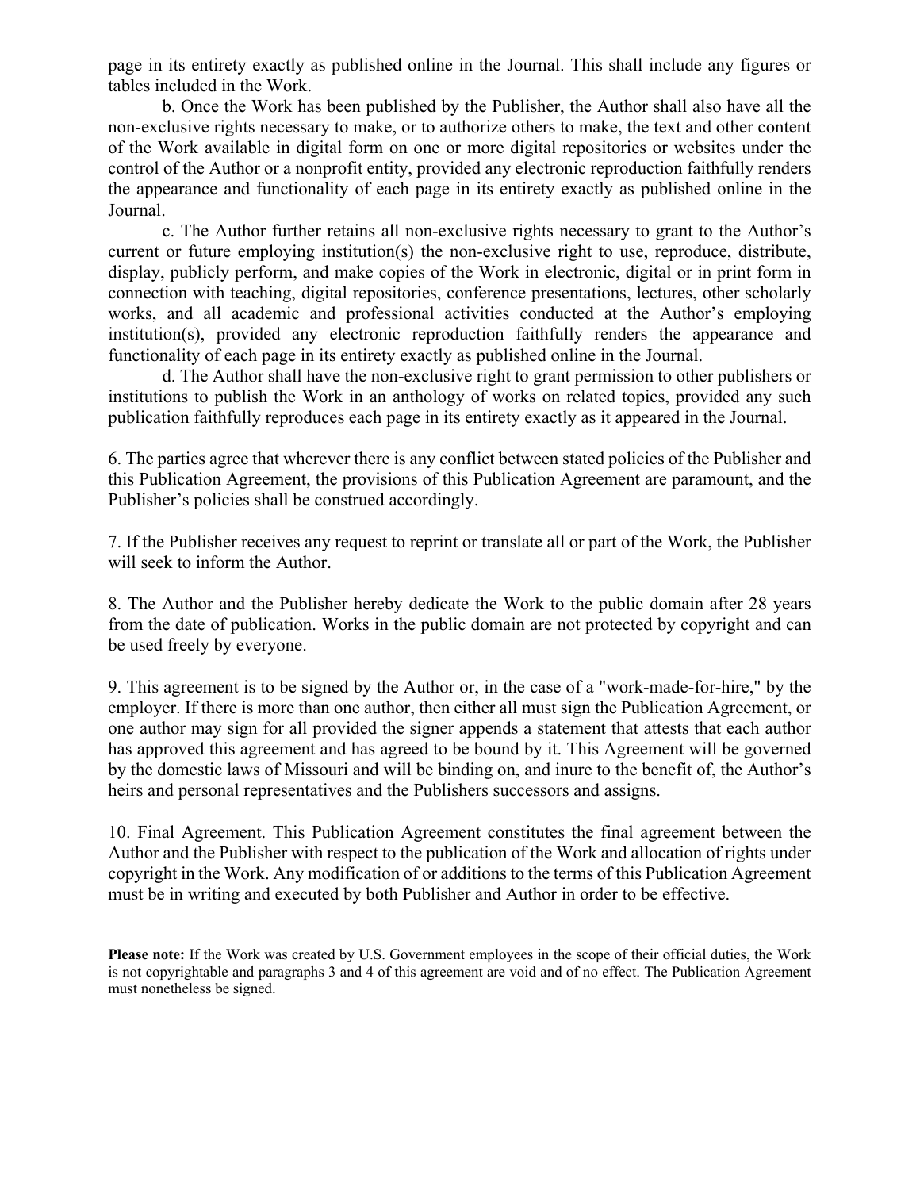page in its entirety exactly as published online in the Journal. This shall include any figures or tables included in the Work.

b. Once the Work has been published by the Publisher, the Author shall also have all the non-exclusive rights necessary to make, or to authorize others to make, the text and other content of the Work available in digital form on one or more digital repositories or websites under the control of the Author or a nonprofit entity, provided any electronic reproduction faithfully renders the appearance and functionality of each page in its entirety exactly as published online in the Journal.

c. The Author further retains all non-exclusive rights necessary to grant to the Author's current or future employing institution(s) the non-exclusive right to use, reproduce, distribute, display, publicly perform, and make copies of the Work in electronic, digital or in print form in connection with teaching, digital repositories, conference presentations, lectures, other scholarly works, and all academic and professional activities conducted at the Author's employing institution(s), provided any electronic reproduction faithfully renders the appearance and functionality of each page in its entirety exactly as published online in the Journal.

d. The Author shall have the non-exclusive right to grant permission to other publishers or institutions to publish the Work in an anthology of works on related topics, provided any such publication faithfully reproduces each page in its entirety exactly as it appeared in the Journal.

6. The parties agree that wherever there is any conflict between stated policies of the Publisher and this Publication Agreement, the provisions of this Publication Agreement are paramount, and the Publisher's policies shall be construed accordingly.

7. If the Publisher receives any request to reprint or translate all or part of the Work, the Publisher will seek to inform the Author.

8. The Author and the Publisher hereby dedicate the Work to the public domain after 28 years from the date of publication. Works in the public domain are not protected by copyright and can be used freely by everyone.

9. This agreement is to be signed by the Author or, in the case of a "work-made-for-hire," by the employer. If there is more than one author, then either all must sign the Publication Agreement, or one author may sign for all provided the signer appends a statement that attests that each author has approved this agreement and has agreed to be bound by it. This Agreement will be governed by the domestic laws of Missouri and will be binding on, and inure to the benefit of, the Author's heirs and personal representatives and the Publishers successors and assigns.

10. Final Agreement. This Publication Agreement constitutes the final agreement between the Author and the Publisher with respect to the publication of the Work and allocation of rights under copyright in the Work. Any modification of or additions to the terms of this Publication Agreement must be in writing and executed by both Publisher and Author in order to be effective.

**Please note:** If the Work was created by U.S. Government employees in the scope of their official duties, the Work is not copyrightable and paragraphs 3 and 4 of this agreement are void and of no effect. The Publication Agreement must nonetheless be signed.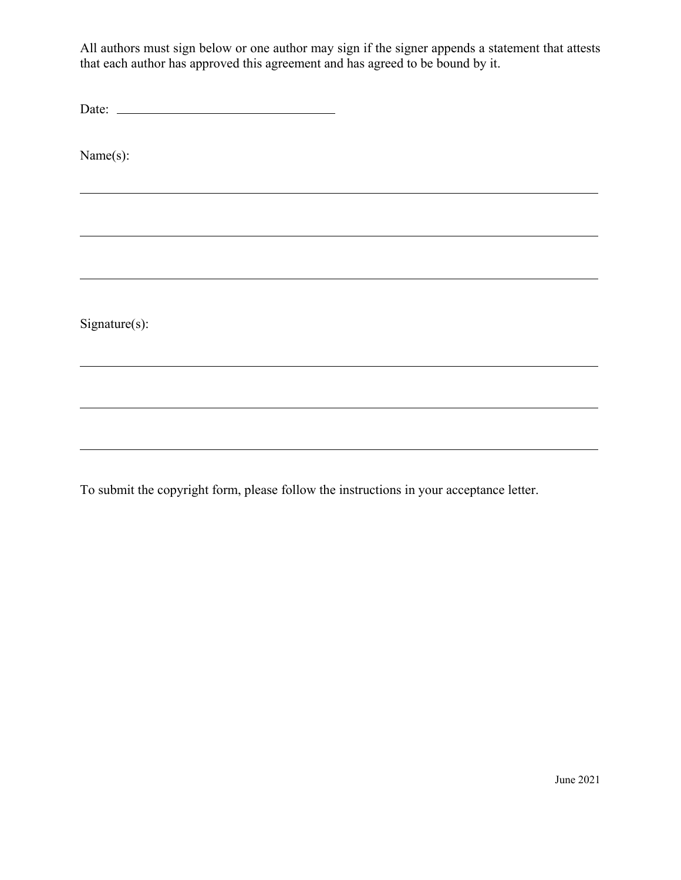All authors must sign below or one author may sign if the signer appends a statement that attests that each author has approved this agreement and has agreed to be bound by it.

Date: ________________________________

Name(s):

________________________________________________________________________

________________________________________________________________________

________________________________________________________________________

Signature(s):

________________________________________________________________________

________________________________________________________________________

________________________________________________________________________

To submit the copyright form, please follow the instructions in your acceptance letter.

June 2021